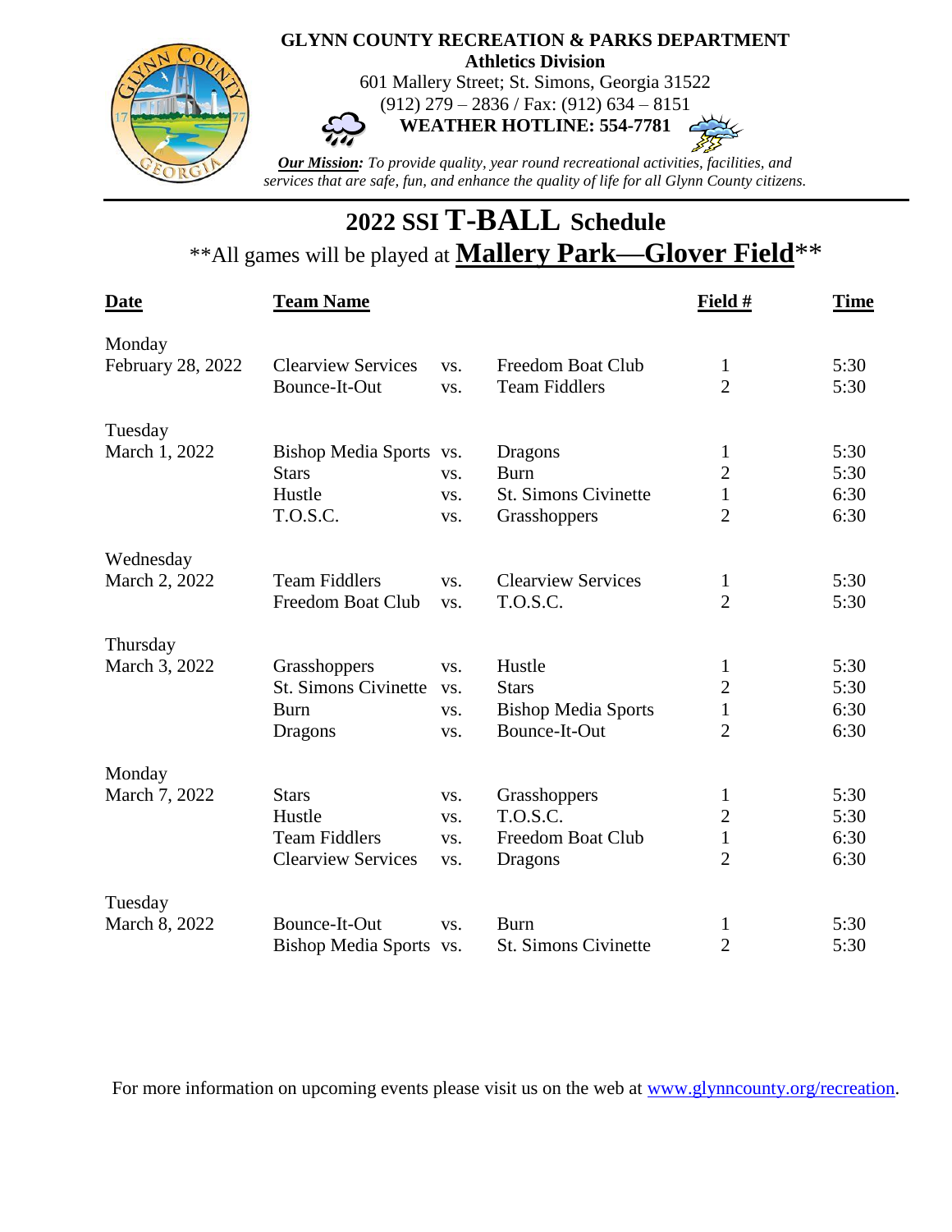**GLYNN COUNTY RECREATION & PARKS DEPARTMENT**
**Athletics Division**
601 Mallery Street; St. Simons, Georgia 31522
(912) 279 – 2836 / Fax: (912) 634 – 8151
**WEATHER HOTLINE: 554-7781**

***Our Mission:*** *To provide quality, year round recreational activities, facilities, and services that are safe, fun, and enhance the quality of life for all Glynn County citizens.*

# 2022 SSI T-BALL Schedule

\*\*All games will be played at **Mallery Park—Glover Field**\*\*

| Date | Team Name | | | Field # | Time |
|---|---|---|---|---|---|
| Monday February 28, 2022 | Clearview Services | vs. | Freedom Boat Club | 1 | 5:30 |
| | Bounce-It-Out | vs. | Team Fiddlers | 2 | 5:30 |
| Tuesday March 1, 2022 | Bishop Media Sports | vs. | Dragons | 1 | 5:30 |
| | Stars | vs. | Burn | 2 | 5:30 |
| | Hustle | vs. | St. Simons Civinette | 1 | 6:30 |
| | T.O.S.C. | vs. | Grasshoppers | 2 | 6:30 |
| Wednesday March 2, 2022 | Team Fiddlers | vs. | Clearview Services | 1 | 5:30 |
| | Freedom Boat Club | vs. | T.O.S.C. | 2 | 5:30 |
| Thursday March 3, 2022 | Grasshoppers | vs. | Hustle | 1 | 5:30 |
| | St. Simons Civinette | vs. | Stars | 2 | 5:30 |
| | Burn | vs. | Bishop Media Sports | 1 | 6:30 |
| | Dragons | vs. | Bounce-It-Out | 2 | 6:30 |
| Monday March 7, 2022 | Stars | vs. | Grasshoppers | 1 | 5:30 |
| | Hustle | vs. | T.O.S.C. | 2 | 5:30 |
| | Team Fiddlers | vs. | Freedom Boat Club | 1 | 6:30 |
| | Clearview Services | vs. | Dragons | 2 | 6:30 |
| Tuesday March 8, 2022 | Bounce-It-Out | vs. | Burn | 1 | 5:30 |
| | Bishop Media Sports | vs. | St. Simons Civinette | 2 | 5:30 |

For more information on upcoming events please visit us on the web at www.glynncounty.org/recreation.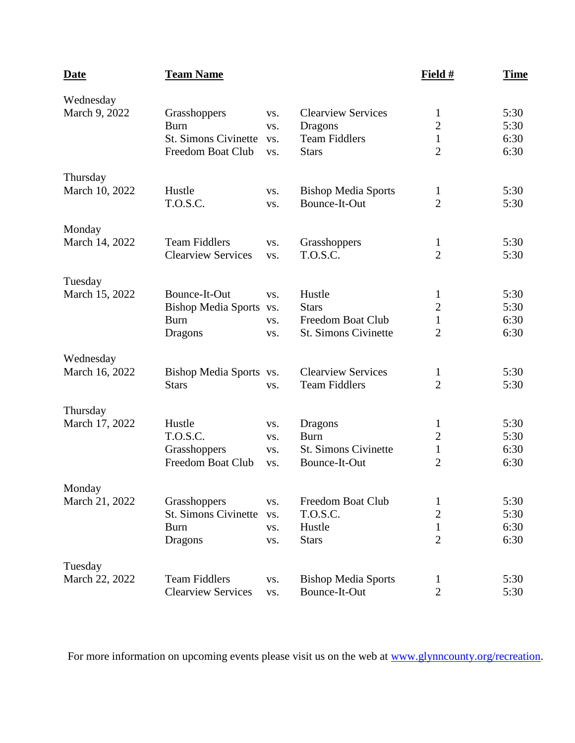| Date | Team Name | | | Field # | Time |
|---|---|---|---|---|---|
| Wednesday March 9, 2022 | Grasshoppers | vs. | Clearview Services | 1 | 5:30 |
| | Burn | vs. | Dragons | 2 | 5:30 |
| | St. Simons Civinette | vs. | Team Fiddlers | 1 | 6:30 |
| | Freedom Boat Club | vs. | Stars | 2 | 6:30 |
| Thursday March 10, 2022 | Hustle | vs. | Bishop Media Sports | 1 | 5:30 |
| | T.O.S.C. | vs. | Bounce-It-Out | 2 | 5:30 |
| Monday March 14, 2022 | Team Fiddlers | vs. | Grasshoppers | 1 | 5:30 |
| | Clearview Services | vs. | T.O.S.C. | 2 | 5:30 |
| Tuesday March 15, 2022 | Bounce-It-Out | vs. | Hustle | 1 | 5:30 |
| | Bishop Media Sports | vs. | Stars | 2 | 5:30 |
| | Burn | vs. | Freedom Boat Club | 1 | 6:30 |
| | Dragons | vs. | St. Simons Civinette | 2 | 6:30 |
| Wednesday March 16, 2022 | Bishop Media Sports | vs. | Clearview Services | 1 | 5:30 |
| | Stars | vs. | Team Fiddlers | 2 | 5:30 |
| Thursday March 17, 2022 | Hustle | vs. | Dragons | 1 | 5:30 |
| | T.O.S.C. | vs. | Burn | 2 | 5:30 |
| | Grasshoppers | vs. | St. Simons Civinette | 1 | 6:30 |
| | Freedom Boat Club | vs. | Bounce-It-Out | 2 | 6:30 |
| Monday March 21, 2022 | Grasshoppers | vs. | Freedom Boat Club | 1 | 5:30 |
| | St. Simons Civinette | vs. | T.O.S.C. | 2 | 5:30 |
| | Burn | vs. | Hustle | 1 | 6:30 |
| | Dragons | vs. | Stars | 2 | 6:30 |
| Tuesday March 22, 2022 | Team Fiddlers | vs. | Bishop Media Sports | 1 | 5:30 |
| | Clearview Services | vs. | Bounce-It-Out | 2 | 5:30 |

For more information on upcoming events please visit us on the web at [www.glynncounty.org/recreation](http://www.glynncounty.org/recreation).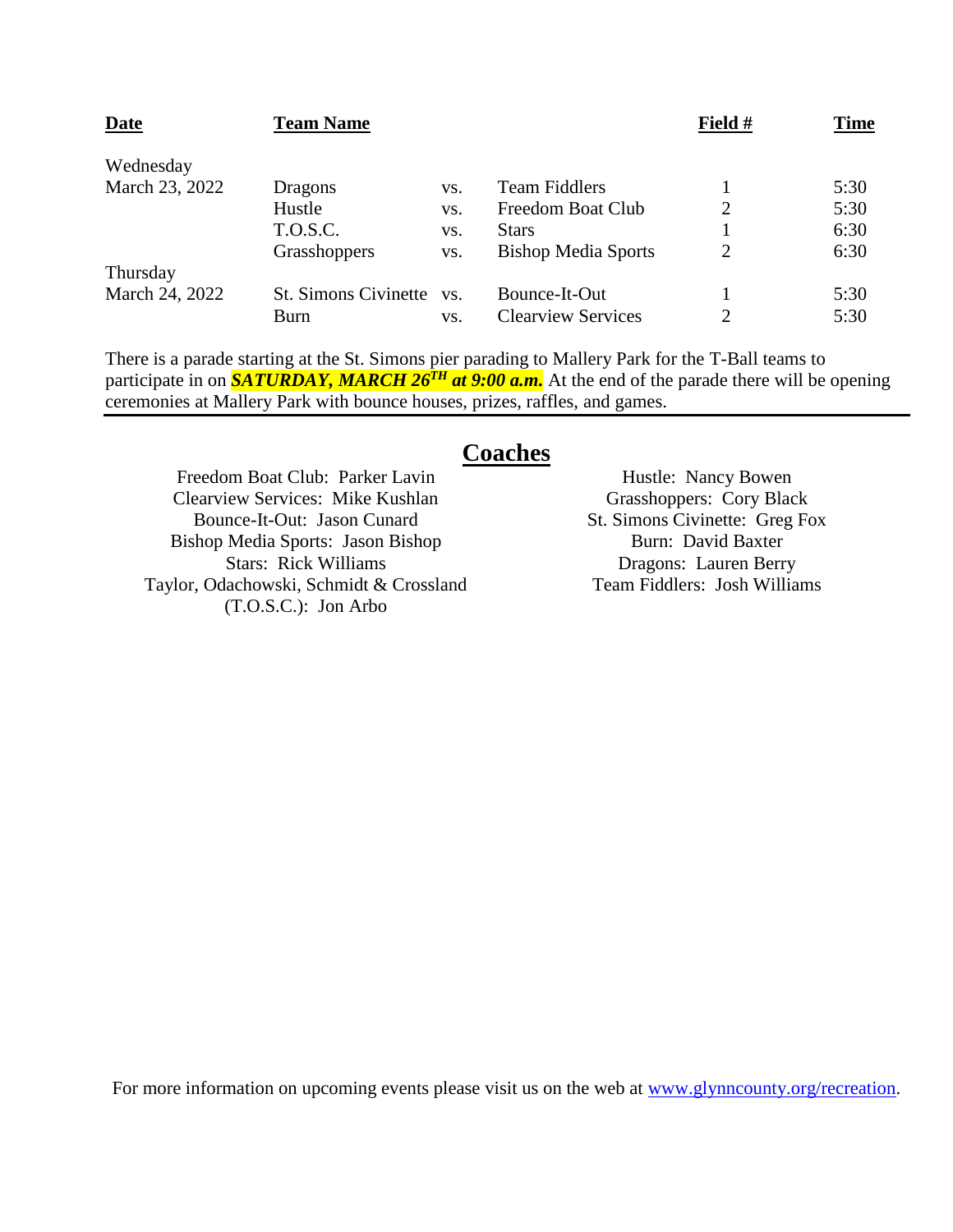| Date | Team Name | | | Field # | Time |
|---|---|---|---|---|---|
| Wednesday | | | | | |
| March 23, 2022 | Dragons | vs. | Team Fiddlers | 1 | 5:30 |
| | Hustle | vs. | Freedom Boat Club | 2 | 5:30 |
| | T.O.S.C. | vs. | Stars | 1 | 6:30 |
| | Grasshoppers | vs. | Bishop Media Sports | 2 | 6:30 |
| Thursday | | | | | |
| March 24, 2022 | St. Simons Civinette | vs. | Bounce-It-Out | 1 | 5:30 |
| | Burn | vs. | Clearview Services | 2 | 5:30 |

There is a parade starting at the St. Simons pier parading to Mallery Park for the T-Ball teams to participate in on ***SATURDAY, MARCH 26TH at 9:00 a.m.*** At the end of the parade there will be opening ceremonies at Mallery Park with bounce houses, prizes, raffles, and games.

## Coaches

Freedom Boat Club: Parker Lavin
Clearview Services: Mike Kushlan
Bounce-It-Out: Jason Cunard
Bishop Media Sports: Jason Bishop
Stars: Rick Williams
Taylor, Odachowski, Schmidt & Crossland (T.O.S.C.): Jon Arbo

Hustle: Nancy Bowen
Grasshoppers: Cory Black
St. Simons Civinette: Greg Fox
Burn: David Baxter
Dragons: Lauren Berry
Team Fiddlers: Josh Williams

For more information on upcoming events please visit us on the web at www.glynncounty.org/recreation.